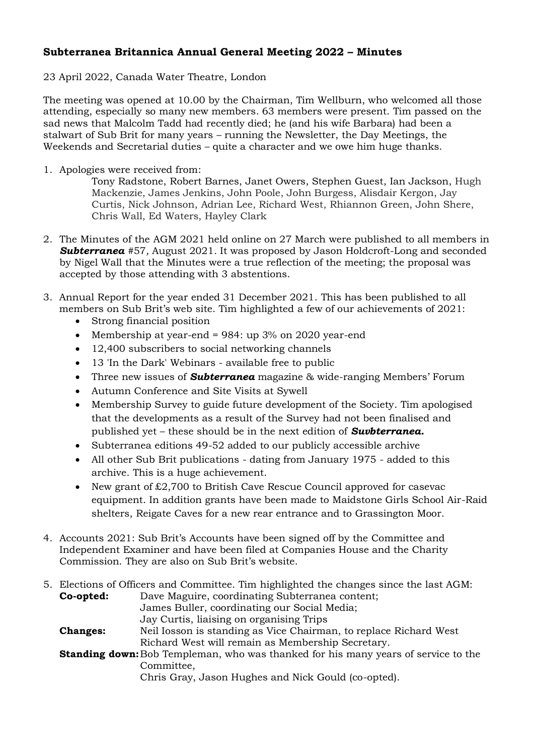# Subterranea Britannica Annual General Meeting 2022 – Minutes

23 April 2022, Canada Water Theatre, London

The meeting was opened at 10.00 by the Chairman, Tim Wellburn, who welcomed all those attending, especially so many new members. 63 members were present. Tim passed on the sad news that Malcolm Tadd had recently died; he (and his wife Barbara) had been a stalwart of Sub Brit for many years – running the Newsletter, the Day Meetings, the Weekends and Secretarial duties – quite a character and we owe him huge thanks.

1. Apologies were received from:
   Tony Radstone, Robert Barnes, Janet Owers, Stephen Guest, Ian Jackson, Hugh Mackenzie, James Jenkins, John Poole, John Burgess, Alisdair Kergon, Jay Curtis, Nick Johnson, Adrian Lee, Richard West, Rhiannon Green, John Shere, Chris Wall, Ed Waters, Hayley Clark

2. The Minutes of the AGM 2021 held online on 27 March were published to all members in ***Subterranea*** #57, August 2021. It was proposed by Jason Holdcroft-Long and seconded by Nigel Wall that the Minutes were a true reflection of the meeting; the proposal was accepted by those attending with 3 abstentions.

3. Annual Report for the year ended 31 December 2021. This has been published to all members on Sub Brit's web site. Tim highlighted a few of our achievements of 2021:
   - Strong financial position
   - Membership at year-end = 984: up 3% on 2020 year-end
   - 12,400 subscribers to social networking channels
   - 13 'In the Dark' Webinars - available free to public
   - Three new issues of ***Subterranea*** magazine & wide-ranging Members' Forum
   - Autumn Conference and Site Visits at Sywell
   - Membership Survey to guide future development of the Society. Tim apologised that the developments as a result of the Survey had not been finalised and published yet – these should be in the next edition of ***Suvbterranea.***
   - Subterranea editions 49-52 added to our publicly accessible archive
   - All other Sub Brit publications - dating from January 1975 - added to this archive. This is a huge achievement.
   - New grant of £2,700 to British Cave Rescue Council approved for casevac equipment. In addition grants have been made to Maidstone Girls School Air-Raid shelters, Reigate Caves for a new rear entrance and to Grassington Moor.

4. Accounts 2021: Sub Brit's Accounts have been signed off by the Committee and Independent Examiner and have been filed at Companies House and the Charity Commission. They are also on Sub Brit's website.

5. Elections of Officers and Committee. Tim highlighted the changes since the last AGM:

   **Co-opted:** Dave Maguire, coordinating Subterranea content;
   James Buller, coordinating our Social Media;
   Jay Curtis, liaising on organising Trips

   **Changes:** Neil Iosson is standing as Vice Chairman, to replace Richard West
   Richard West will remain as Membership Secretary.

   **Standing down:** Bob Templeman, who was thanked for his many years of service to the Committee,
   Chris Gray, Jason Hughes and Nick Gould (co-opted).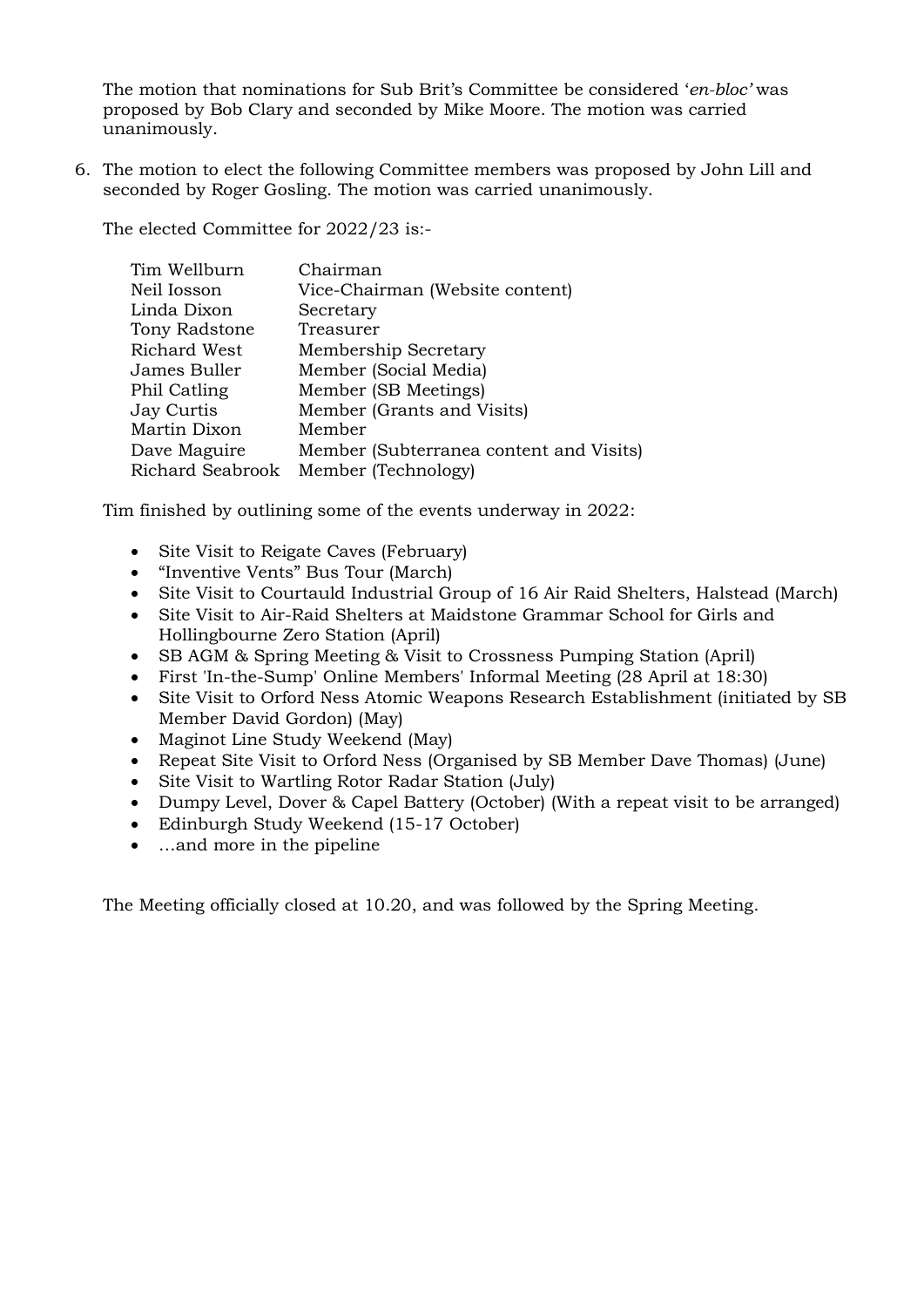The motion that nominations for Sub Brit's Committee be considered '*en-bloc*' was proposed by Bob Clary and seconded by Mike Moore. The motion was carried unanimously.

6. The motion to elect the following Committee members was proposed by John Lill and seconded by Roger Gosling. The motion was carried unanimously.

   The elected Committee for 2022/23 is:-

| | |
|---|---|
| Tim Wellburn | Chairman |
| Neil Iosson | Vice-Chairman (Website content) |
| Linda Dixon | Secretary |
| Tony Radstone | Treasurer |
| Richard West | Membership Secretary |
| James Buller | Member (Social Media) |
| Phil Catling | Member (SB Meetings) |
| Jay Curtis | Member (Grants and Visits) |
| Martin Dixon | Member |
| Dave Maguire | Member (Subterranea content and Visits) |
| Richard Seabrook | Member (Technology) |

   Tim finished by outlining some of the events underway in 2022:

   - Site Visit to Reigate Caves (February)
   - "Inventive Vents" Bus Tour (March)
   - Site Visit to Courtauld Industrial Group of 16 Air Raid Shelters, Halstead (March)
   - Site Visit to Air-Raid Shelters at Maidstone Grammar School for Girls and Hollingbourne Zero Station (April)
   - SB AGM & Spring Meeting & Visit to Crossness Pumping Station (April)
   - First 'In-the-Sump' Online Members' Informal Meeting (28 April at 18:30)
   - Site Visit to Orford Ness Atomic Weapons Research Establishment (initiated by SB Member David Gordon) (May)
   - Maginot Line Study Weekend (May)
   - Repeat Site Visit to Orford Ness (Organised by SB Member Dave Thomas) (June)
   - Site Visit to Wartling Rotor Radar Station (July)
   - Dumpy Level, Dover & Capel Battery (October) (With a repeat visit to be arranged)
   - Edinburgh Study Weekend (15-17 October)
   - …and more in the pipeline

The Meeting officially closed at 10.20, and was followed by the Spring Meeting.